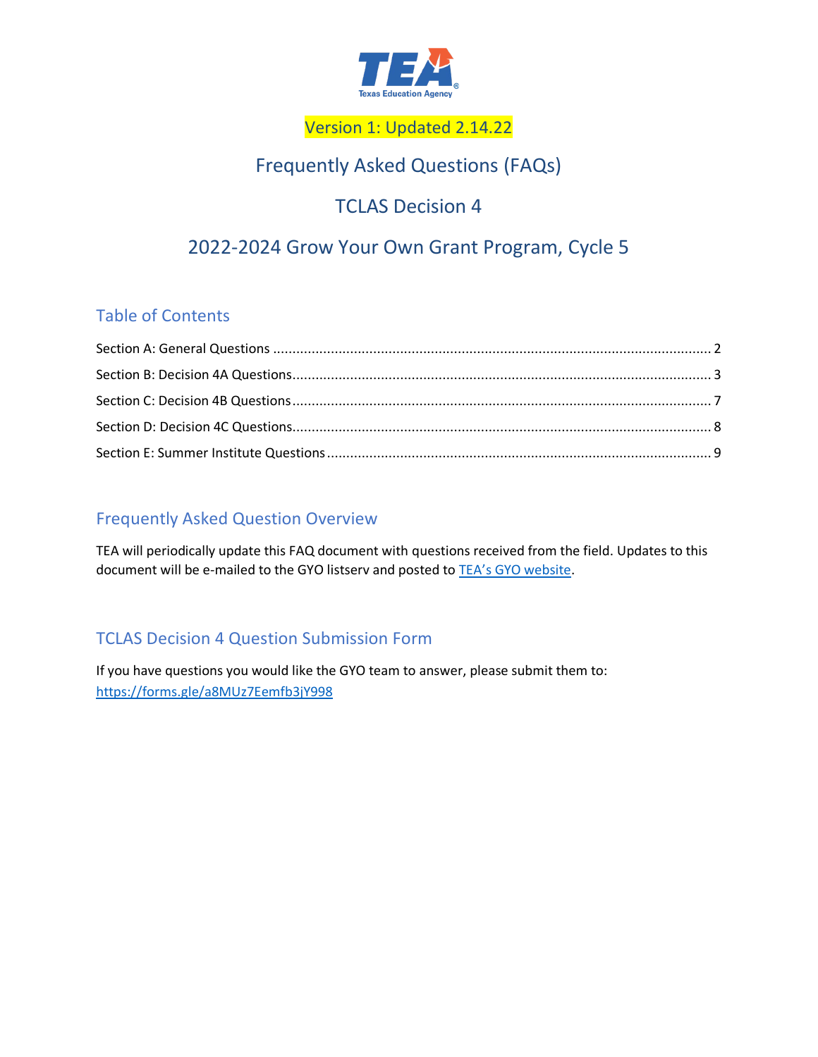Version 1: Updated 2.14.22

# Frequently Asked Questions (FAQs)

# TCLAS Decision 4

# 2022-2024 Grow Your Own Grant Program, Cycle 5

## Table of Contents

Section A: General Questions ..... 2

Section B: Decision 4A Questions ..... 3

Section C: Decision 4B Questions ..... 7

Section D: Decision 4C Questions ..... 8

Section E: Summer Institute Questions ..... 9

## Frequently Asked Question Overview

TEA will periodically update this FAQ document with questions received from the field. Updates to this document will be e-mailed to the GYO listserv and posted to TEA's GYO website.

## TCLAS Decision 4 Question Submission Form

If you have questions you would like the GYO team to answer, please submit them to:
https://forms.gle/a8MUz7Eemfb3jY998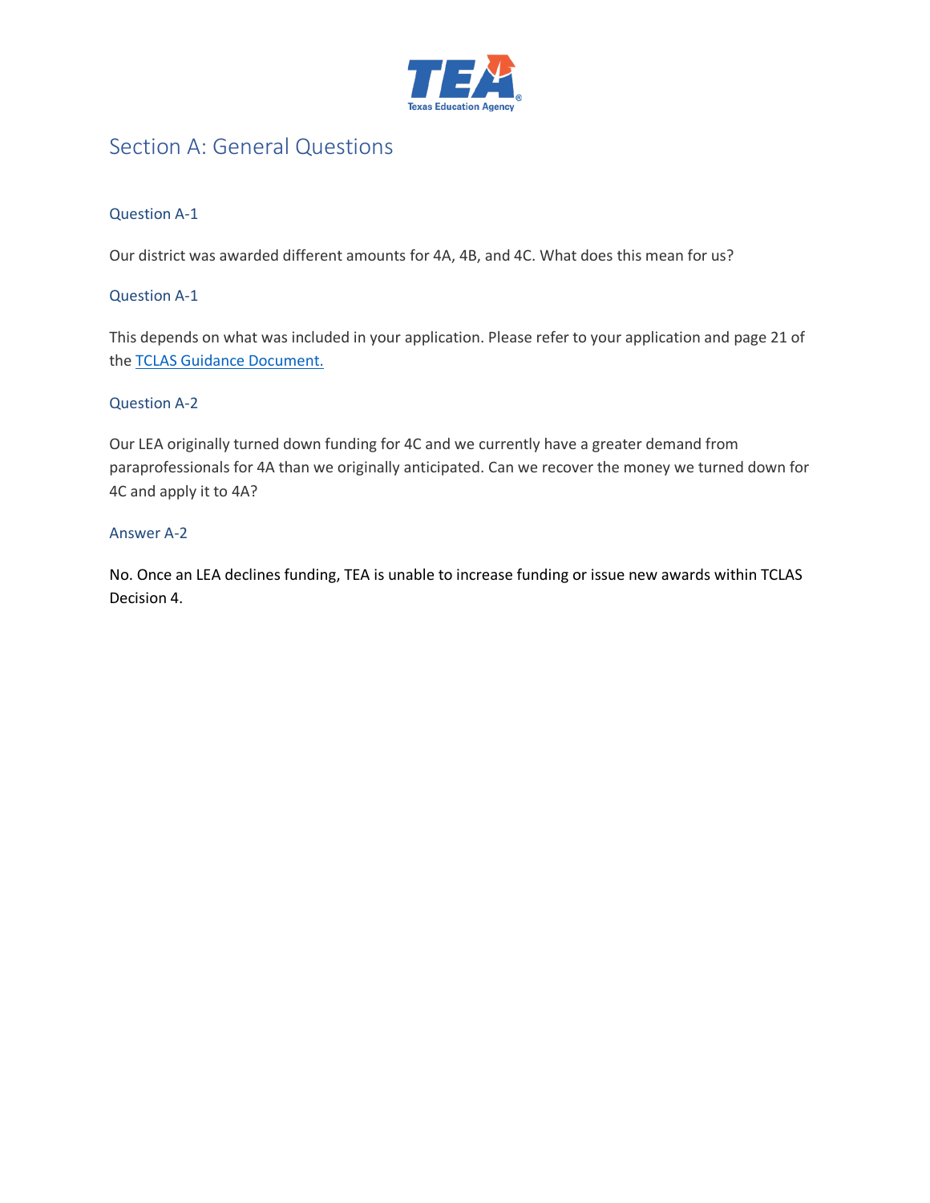## Section A: General Questions

### Question A-1

Our district was awarded different amounts for 4A, 4B, and 4C. What does this mean for us?

### Question A-1

This depends on what was included in your application. Please refer to your application and page 21 of the TCLAS Guidance Document.

### Question A-2

Our LEA originally turned down funding for 4C and we currently have a greater demand from paraprofessionals for 4A than we originally anticipated. Can we recover the money we turned down for 4C and apply it to 4A?

### Answer A-2

No. Once an LEA declines funding, TEA is unable to increase funding or issue new awards within TCLAS Decision 4.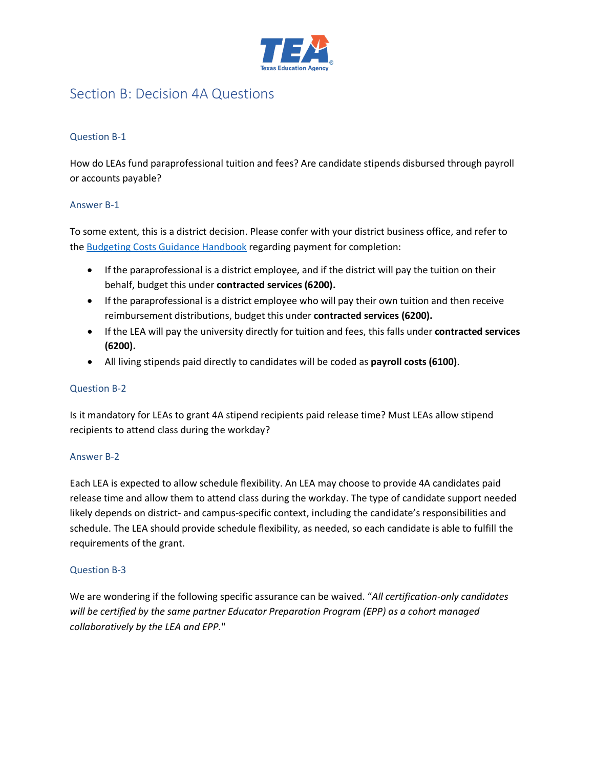## Section B: Decision 4A Questions

### Question B-1

How do LEAs fund paraprofessional tuition and fees? Are candidate stipends disbursed through payroll or accounts payable?

### Answer B-1

To some extent, this is a district decision. Please confer with your district business office, and refer to the Budgeting Costs Guidance Handbook regarding payment for completion:

- If the paraprofessional is a district employee, and if the district will pay the tuition on their behalf, budget this under **contracted services (6200).**
- If the paraprofessional is a district employee who will pay their own tuition and then receive reimbursement distributions, budget this under **contracted services (6200).**
- If the LEA will pay the university directly for tuition and fees, this falls under **contracted services (6200).**
- All living stipends paid directly to candidates will be coded as **payroll costs (6100)**.

### Question B-2

Is it mandatory for LEAs to grant 4A stipend recipients paid release time? Must LEAs allow stipend recipients to attend class during the workday?

### Answer B-2

Each LEA is expected to allow schedule flexibility. An LEA may choose to provide 4A candidates paid release time and allow them to attend class during the workday. The type of candidate support needed likely depends on district- and campus-specific context, including the candidate's responsibilities and schedule. The LEA should provide schedule flexibility, as needed, so each candidate is able to fulfill the requirements of the grant.

### Question B-3

We are wondering if the following specific assurance can be waived. "*All certification-only candidates will be certified by the same partner Educator Preparation Program (EPP) as a cohort managed collaboratively by the LEA and EPP.*"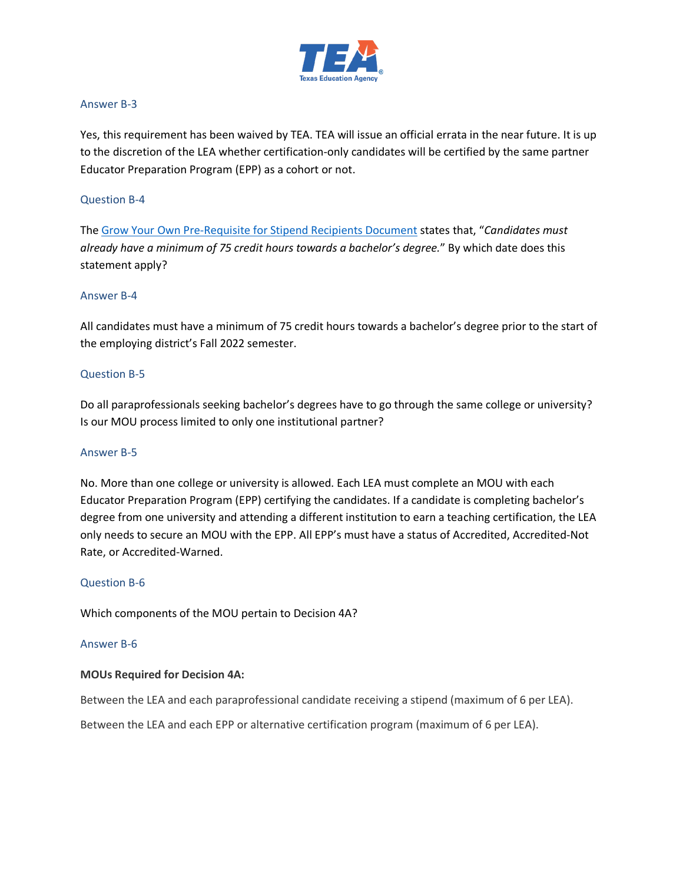### Answer B-3

Yes, this requirement has been waived by TEA. TEA will issue an official errata in the near future. It is up to the discretion of the LEA whether certification-only candidates will be certified by the same partner Educator Preparation Program (EPP) as a cohort or not.

### Question B-4

The [Grow Your Own Pre-Requisite for Stipend Recipients Document]() states that, "*Candidates must already have a minimum of 75 credit hours towards a bachelor's degree.*" By which date does this statement apply?

### Answer B-4

All candidates must have a minimum of 75 credit hours towards a bachelor's degree prior to the start of the employing district's Fall 2022 semester.

### Question B-5

Do all paraprofessionals seeking bachelor's degrees have to go through the same college or university? Is our MOU process limited to only one institutional partner?

### Answer B-5

No. More than one college or university is allowed. Each LEA must complete an MOU with each Educator Preparation Program (EPP) certifying the candidates. If a candidate is completing bachelor's degree from one university and attending a different institution to earn a teaching certification, the LEA only needs to secure an MOU with the EPP. All EPP's must have a status of Accredited, Accredited-Not Rate, or Accredited-Warned.

### Question B-6

Which components of the MOU pertain to Decision 4A?

### Answer B-6

**MOUs Required for Decision 4A:**

Between the LEA and each paraprofessional candidate receiving a stipend (maximum of 6 per LEA).

Between the LEA and each EPP or alternative certification program (maximum of 6 per LEA).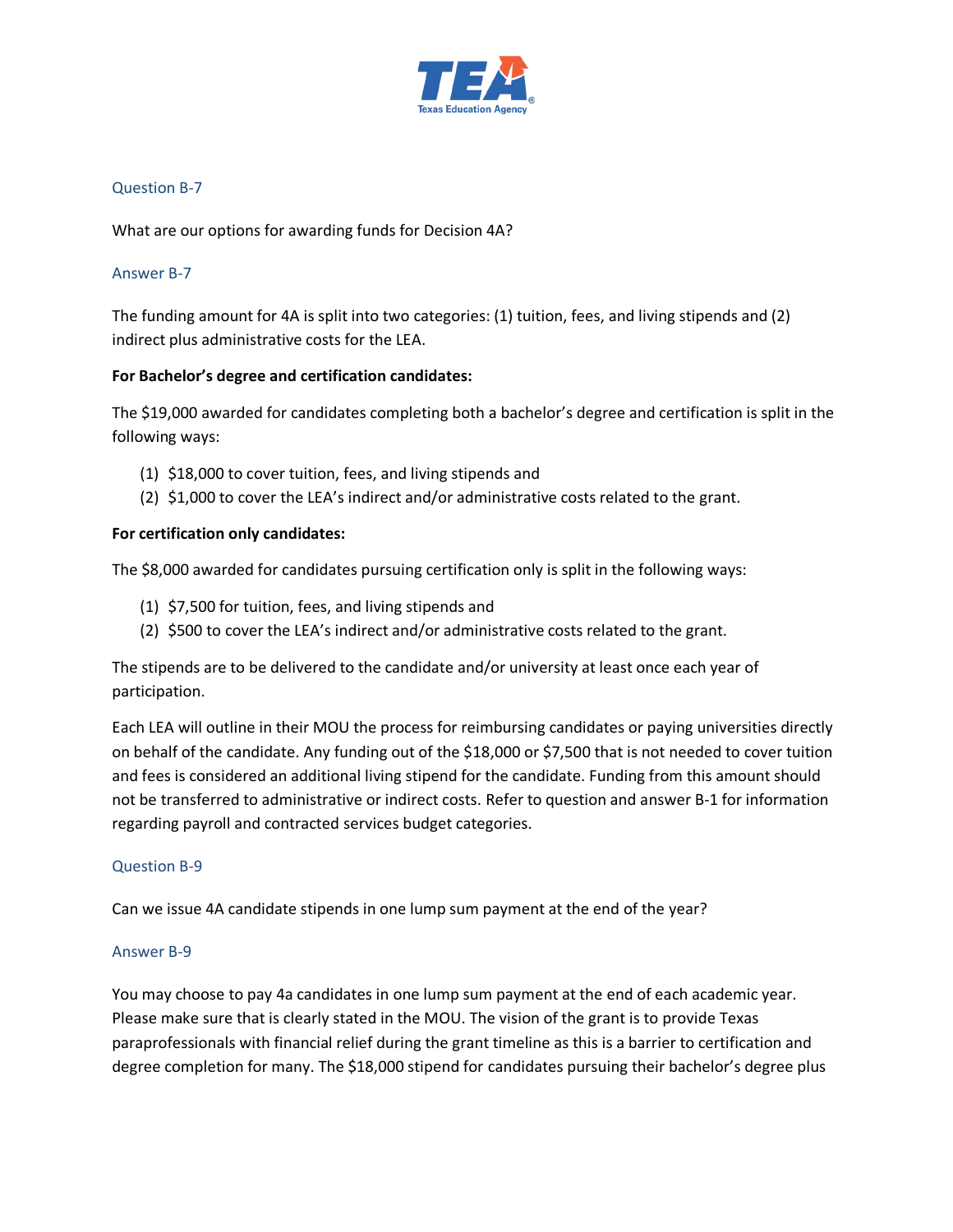### Question B-7

What are our options for awarding funds for Decision 4A?

### Answer B-7

The funding amount for 4A is split into two categories: (1) tuition, fees, and living stipends and (2) indirect plus administrative costs for the LEA.

**For Bachelor's degree and certification candidates:**

The $19,000 awarded for candidates completing both a bachelor's degree and certification is split in the following ways:

(1) $18,000 to cover tuition, fees, and living stipends and
(2) $1,000 to cover the LEA's indirect and/or administrative costs related to the grant.

**For certification only candidates:**

The $8,000 awarded for candidates pursuing certification only is split in the following ways:

(1) $7,500 for tuition, fees, and living stipends and
(2) $500 to cover the LEA's indirect and/or administrative costs related to the grant.

The stipends are to be delivered to the candidate and/or university at least once each year of participation.

Each LEA will outline in their MOU the process for reimbursing candidates or paying universities directly on behalf of the candidate. Any funding out of the $18,000 or $7,500 that is not needed to cover tuition and fees is considered an additional living stipend for the candidate. Funding from this amount should not be transferred to administrative or indirect costs. Refer to question and answer B-1 for information regarding payroll and contracted services budget categories.

### Question B-9

Can we issue 4A candidate stipends in one lump sum payment at the end of the year?

### Answer B-9

You may choose to pay 4a candidates in one lump sum payment at the end of each academic year. Please make sure that is clearly stated in the MOU. The vision of the grant is to provide Texas paraprofessionals with financial relief during the grant timeline as this is a barrier to certification and degree completion for many. The $18,000 stipend for candidates pursuing their bachelor's degree plus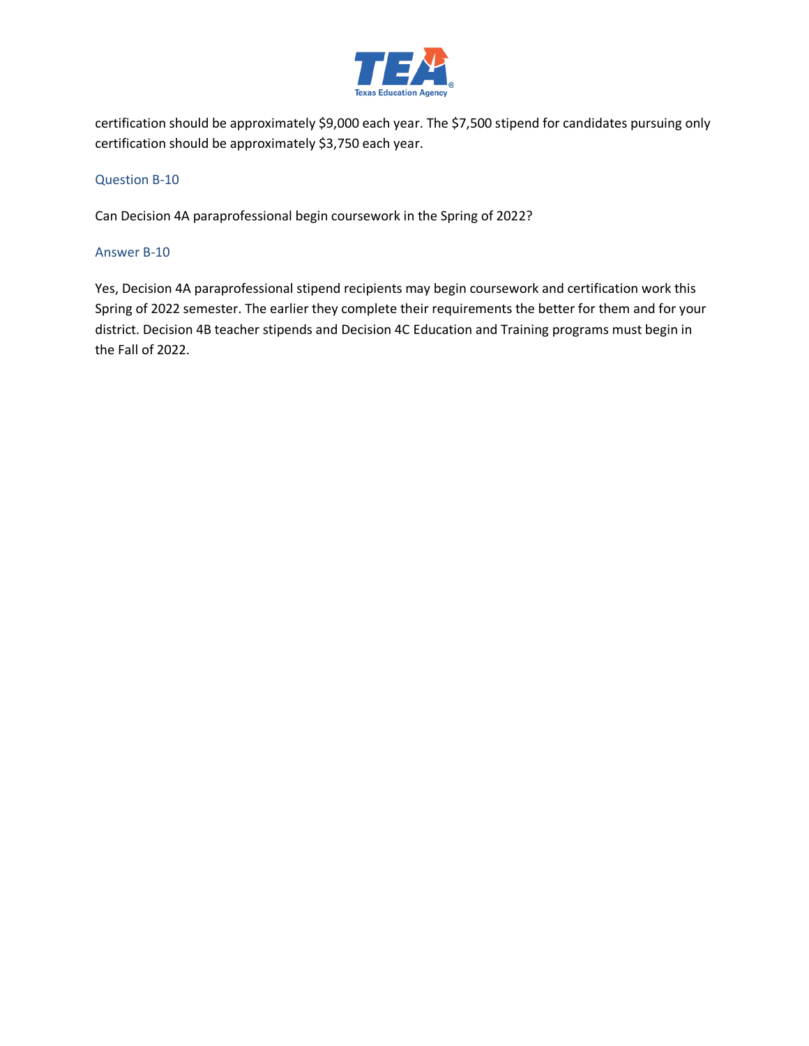certification should be approximately $9,000 each year. The $7,500 stipend for candidates pursuing only certification should be approximately $3,750 each year.

### Question B-10

Can Decision 4A paraprofessional begin coursework in the Spring of 2022?

### Answer B-10

Yes, Decision 4A paraprofessional stipend recipients may begin coursework and certification work this Spring of 2022 semester. The earlier they complete their requirements the better for them and for your district. Decision 4B teacher stipends and Decision 4C Education and Training programs must begin in the Fall of 2022.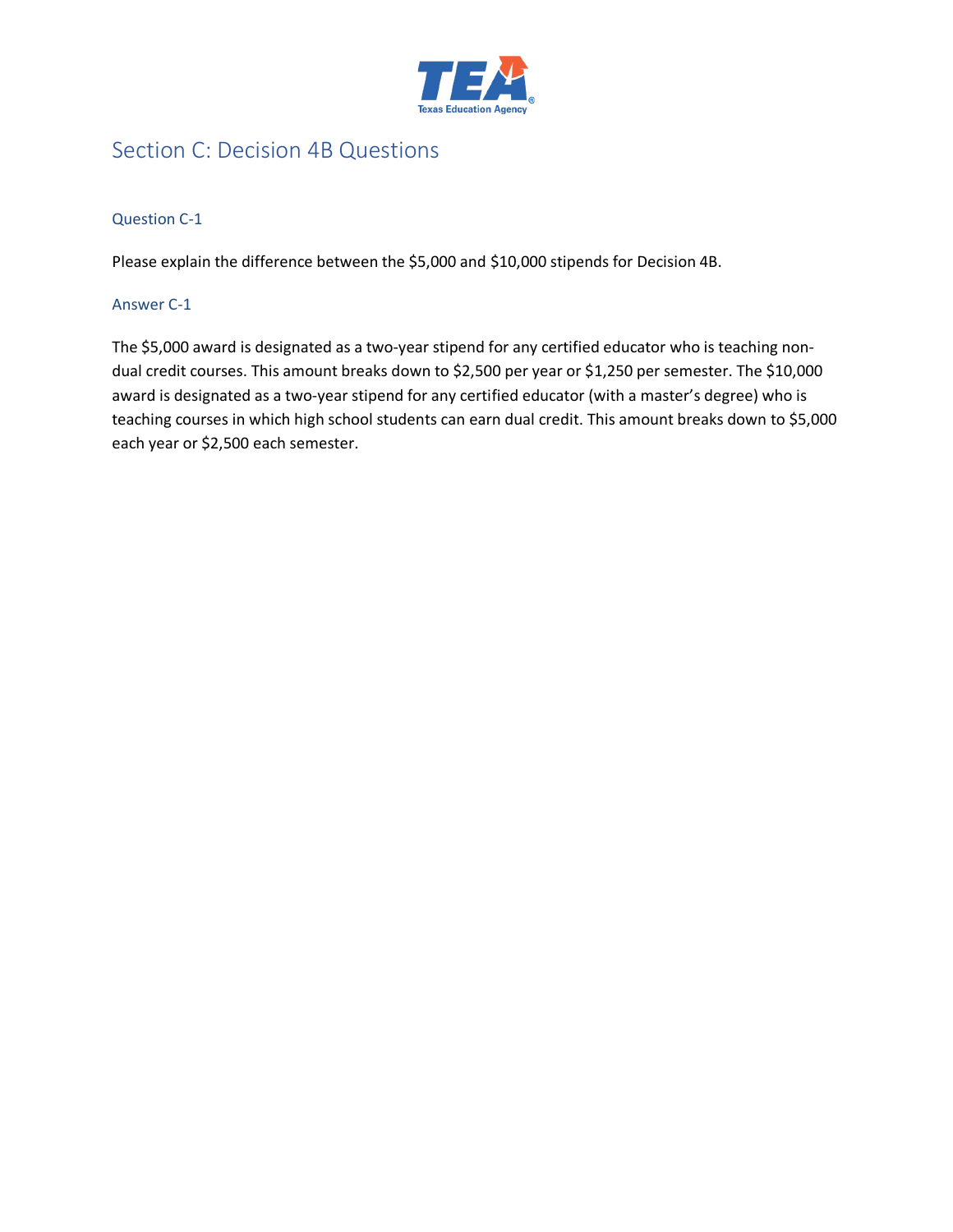## Section C: Decision 4B Questions

### Question C-1

Please explain the difference between the $5,000 and $10,000 stipends for Decision 4B.

### Answer C-1

The $5,000 award is designated as a two-year stipend for any certified educator who is teaching non-dual credit courses. This amount breaks down to $2,500 per year or $1,250 per semester. The $10,000 award is designated as a two-year stipend for any certified educator (with a master's degree) who is teaching courses in which high school students can earn dual credit. This amount breaks down to $5,000 each year or $2,500 each semester.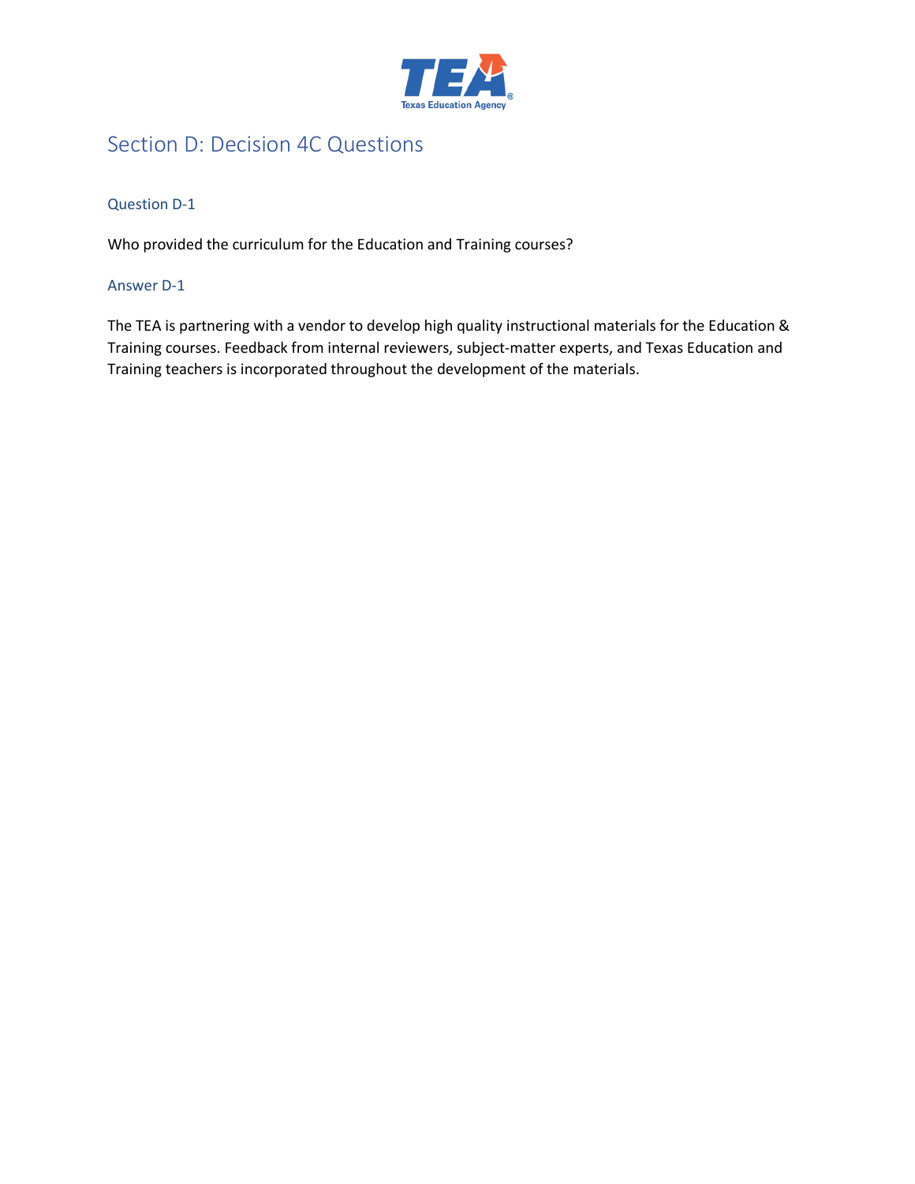## Section D: Decision 4C Questions

### Question D-1

Who provided the curriculum for the Education and Training courses?

### Answer D-1

The TEA is partnering with a vendor to develop high quality instructional materials for the Education & Training courses. Feedback from internal reviewers, subject-matter experts, and Texas Education and Training teachers is incorporated throughout the development of the materials.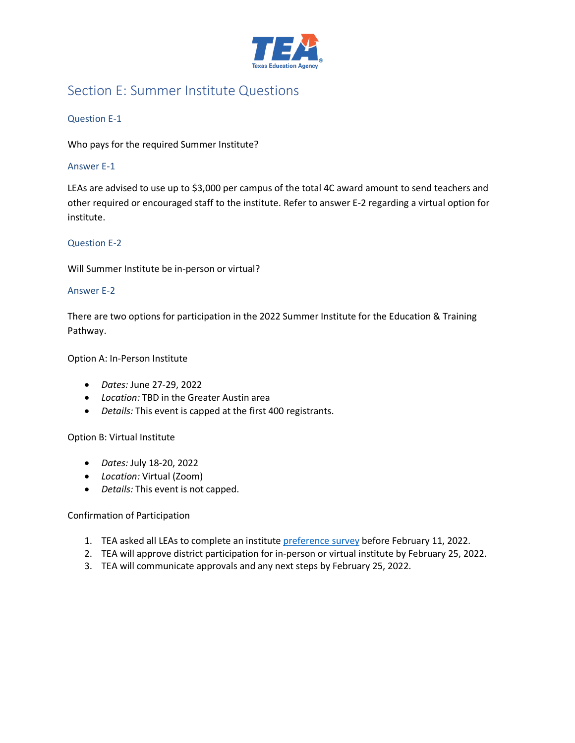## Section E: Summer Institute Questions

### Question E-1

Who pays for the required Summer Institute?

### Answer E-1

LEAs are advised to use up to $3,000 per campus of the total 4C award amount to send teachers and other required or encouraged staff to the institute. Refer to answer E-2 regarding a virtual option for institute.

### Question E-2

Will Summer Institute be in-person or virtual?

### Answer E-2

There are two options for participation in the 2022 Summer Institute for the Education & Training Pathway.

Option A: In-Person Institute

- *Dates:* June 27-29, 2022
- *Location:* TBD in the Greater Austin area
- *Details:* This event is capped at the first 400 registrants.

Option B: Virtual Institute

- *Dates:* July 18-20, 2022
- *Location:* Virtual (Zoom)
- *Details:* This event is not capped.

Confirmation of Participation

1. TEA asked all LEAs to complete an institute preference survey before February 11, 2022.
2. TEA will approve district participation for in-person or virtual institute by February 25, 2022.
3. TEA will communicate approvals and any next steps by February 25, 2022.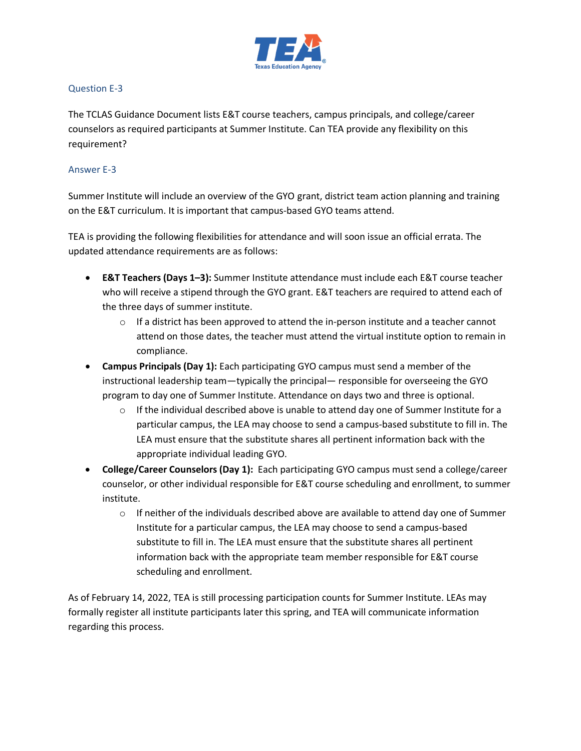### Question E-3

The TCLAS Guidance Document lists E&T course teachers, campus principals, and college/career counselors as required participants at Summer Institute. Can TEA provide any flexibility on this requirement?

### Answer E-3

Summer Institute will include an overview of the GYO grant, district team action planning and training on the E&T curriculum. It is important that campus-based GYO teams attend.

TEA is providing the following flexibilities for attendance and will soon issue an official errata. The updated attendance requirements are as follows:

- **E&T Teachers (Days 1–3):** Summer Institute attendance must include each E&T course teacher who will receive a stipend through the GYO grant. E&T teachers are required to attend each of the three days of summer institute.
  - If a district has been approved to attend the in-person institute and a teacher cannot attend on those dates, the teacher must attend the virtual institute option to remain in compliance.
- **Campus Principals (Day 1):** Each participating GYO campus must send a member of the instructional leadership team—typically the principal— responsible for overseeing the GYO program to day one of Summer Institute. Attendance on days two and three is optional.
  - If the individual described above is unable to attend day one of Summer Institute for a particular campus, the LEA may choose to send a campus-based substitute to fill in. The LEA must ensure that the substitute shares all pertinent information back with the appropriate individual leading GYO.
- **College/Career Counselors (Day 1):** Each participating GYO campus must send a college/career counselor, or other individual responsible for E&T course scheduling and enrollment, to summer institute.
  - If neither of the individuals described above are available to attend day one of Summer Institute for a particular campus, the LEA may choose to send a campus-based substitute to fill in. The LEA must ensure that the substitute shares all pertinent information back with the appropriate team member responsible for E&T course scheduling and enrollment.

As of February 14, 2022, TEA is still processing participation counts for Summer Institute. LEAs may formally register all institute participants later this spring, and TEA will communicate information regarding this process.